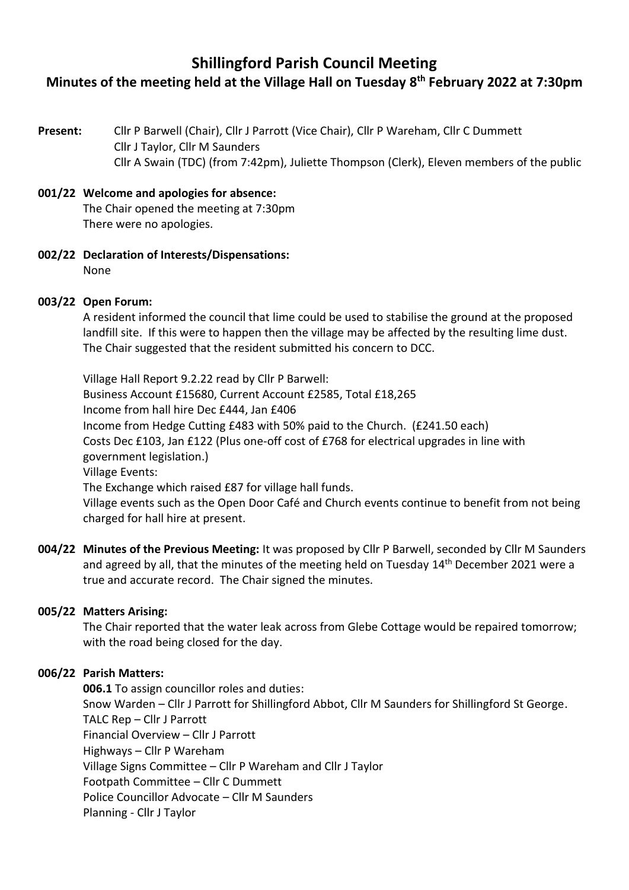# Shillingford Parish Council Meeting

## Minutes of the meeting held at the Village Hall on Tuesday 8th February 2022 at 7:30pm

**Present:** Cllr P Barwell (Chair), Cllr J Parrott (Vice Chair), Cllr P Wareham, Cllr C Dummett
Cllr J Taylor, Cllr M Saunders
Cllr A Swain (TDC) (from 7:42pm), Juliette Thompson (Clerk), Eleven members of the public

**001/22 Welcome and apologies for absence:**
The Chair opened the meeting at 7:30pm
There were no apologies.

**002/22 Declaration of Interests/Dispensations:**
None

**003/22 Open Forum:**
A resident informed the council that lime could be used to stabilise the ground at the proposed landfill site. If this were to happen then the village may be affected by the resulting lime dust. The Chair suggested that the resident submitted his concern to DCC.

Village Hall Report 9.2.22 read by Cllr P Barwell:
Business Account £15680, Current Account £2585, Total £18,265
Income from hall hire Dec £444, Jan £406
Income from Hedge Cutting £483 with 50% paid to the Church. (£241.50 each)
Costs Dec £103, Jan £122 (Plus one-off cost of £768 for electrical upgrades in line with government legislation.)
Village Events:
The Exchange which raised £87 for village hall funds.
Village events such as the Open Door Café and Church events continue to benefit from not being charged for hall hire at present.

**004/22 Minutes of the Previous Meeting:** It was proposed by Cllr P Barwell, seconded by Cllr M Saunders and agreed by all, that the minutes of the meeting held on Tuesday 14th December 2021 were a true and accurate record. The Chair signed the minutes.

**005/22 Matters Arising:**
The Chair reported that the water leak across from Glebe Cottage would be repaired tomorrow; with the road being closed for the day.

**006/22 Parish Matters:**
**006.1** To assign councillor roles and duties:
Snow Warden – Cllr J Parrott for Shillingford Abbot, Cllr M Saunders for Shillingford St George.
TALC Rep – Cllr J Parrott
Financial Overview – Cllr J Parrott
Highways – Cllr P Wareham
Village Signs Committee – Cllr P Wareham and Cllr J Taylor
Footpath Committee – Cllr C Dummett
Police Councillor Advocate – Cllr M Saunders
Planning - Cllr J Taylor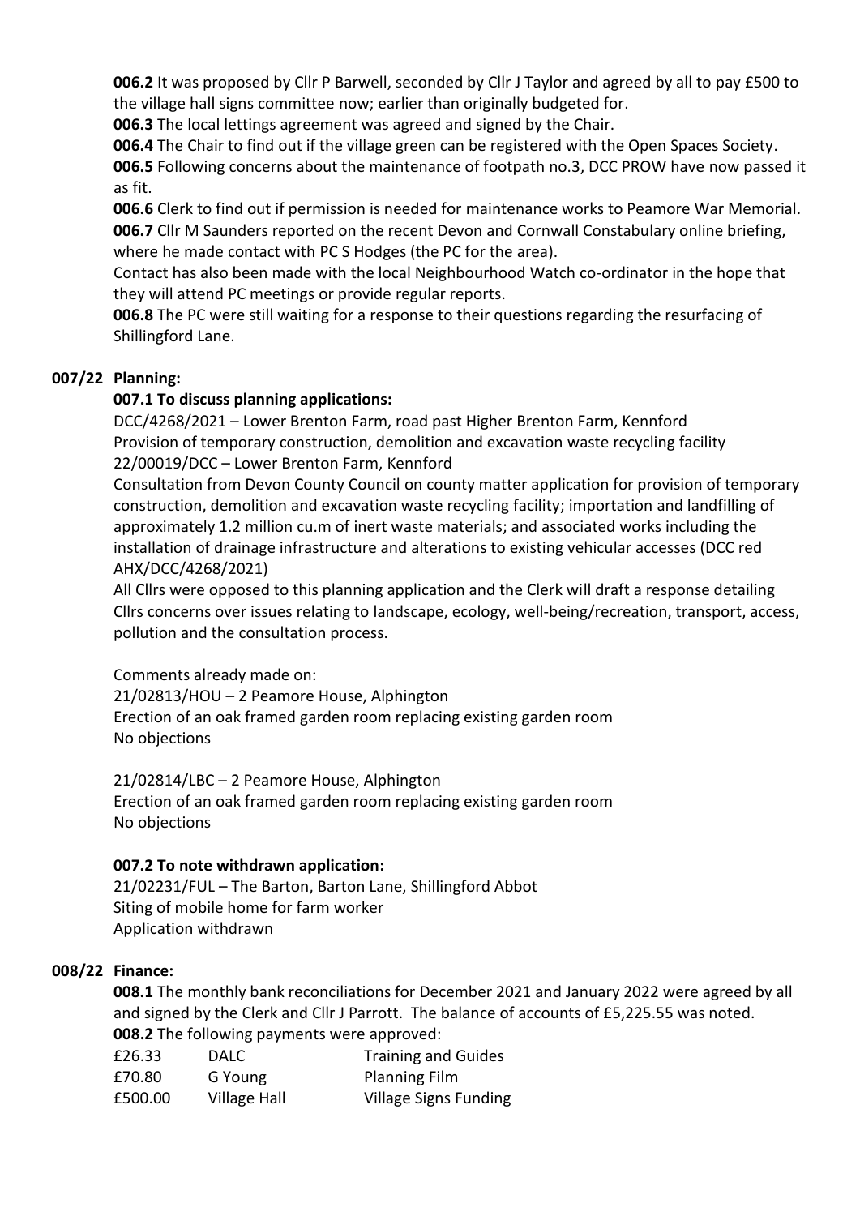**006.2** It was proposed by Cllr P Barwell, seconded by Cllr J Taylor and agreed by all to pay £500 to the village hall signs committee now; earlier than originally budgeted for.

**006.3** The local lettings agreement was agreed and signed by the Chair.

**006.4** The Chair to find out if the village green can be registered with the Open Spaces Society.

**006.5** Following concerns about the maintenance of footpath no.3, DCC PROW have now passed it as fit.

**006.6** Clerk to find out if permission is needed for maintenance works to Peamore War Memorial.

**006.7** Cllr M Saunders reported on the recent Devon and Cornwall Constabulary online briefing, where he made contact with PC S Hodges (the PC for the area).

Contact has also been made with the local Neighbourhood Watch co-ordinator in the hope that they will attend PC meetings or provide regular reports.

**006.8** The PC were still waiting for a response to their questions regarding the resurfacing of Shillingford Lane.

## 007/22 Planning:

**007.1 To discuss planning applications:**

DCC/4268/2021 – Lower Brenton Farm, road past Higher Brenton Farm, Kennford
Provision of temporary construction, demolition and excavation waste recycling facility
22/00019/DCC – Lower Brenton Farm, Kennford
Consultation from Devon County Council on county matter application for provision of temporary construction, demolition and excavation waste recycling facility; importation and landfilling of approximately 1.2 million cu.m of inert waste materials; and associated works including the installation of drainage infrastructure and alterations to existing vehicular accesses (DCC red AHX/DCC/4268/2021)

All Cllrs were opposed to this planning application and the Clerk will draft a response detailing Cllrs concerns over issues relating to landscape, ecology, well-being/recreation, transport, access, pollution and the consultation process.

Comments already made on:
21/02813/HOU – 2 Peamore House, Alphington
Erection of an oak framed garden room replacing existing garden room
No objections

21/02814/LBC – 2 Peamore House, Alphington
Erection of an oak framed garden room replacing existing garden room
No objections

**007.2 To note withdrawn application:**

21/02231/FUL – The Barton, Barton Lane, Shillingford Abbot
Siting of mobile home for farm worker
Application withdrawn

## 008/22 Finance:

**008.1** The monthly bank reconciliations for December 2021 and January 2022 were agreed by all and signed by the Clerk and Cllr J Parrott. The balance of accounts of £5,225.55 was noted.

**008.2** The following payments were approved:

| | | |
|---|---|---|
| £26.33 | DALC | Training and Guides |
| £70.80 | G Young | Planning Film |
| £500.00 | Village Hall | Village Signs Funding |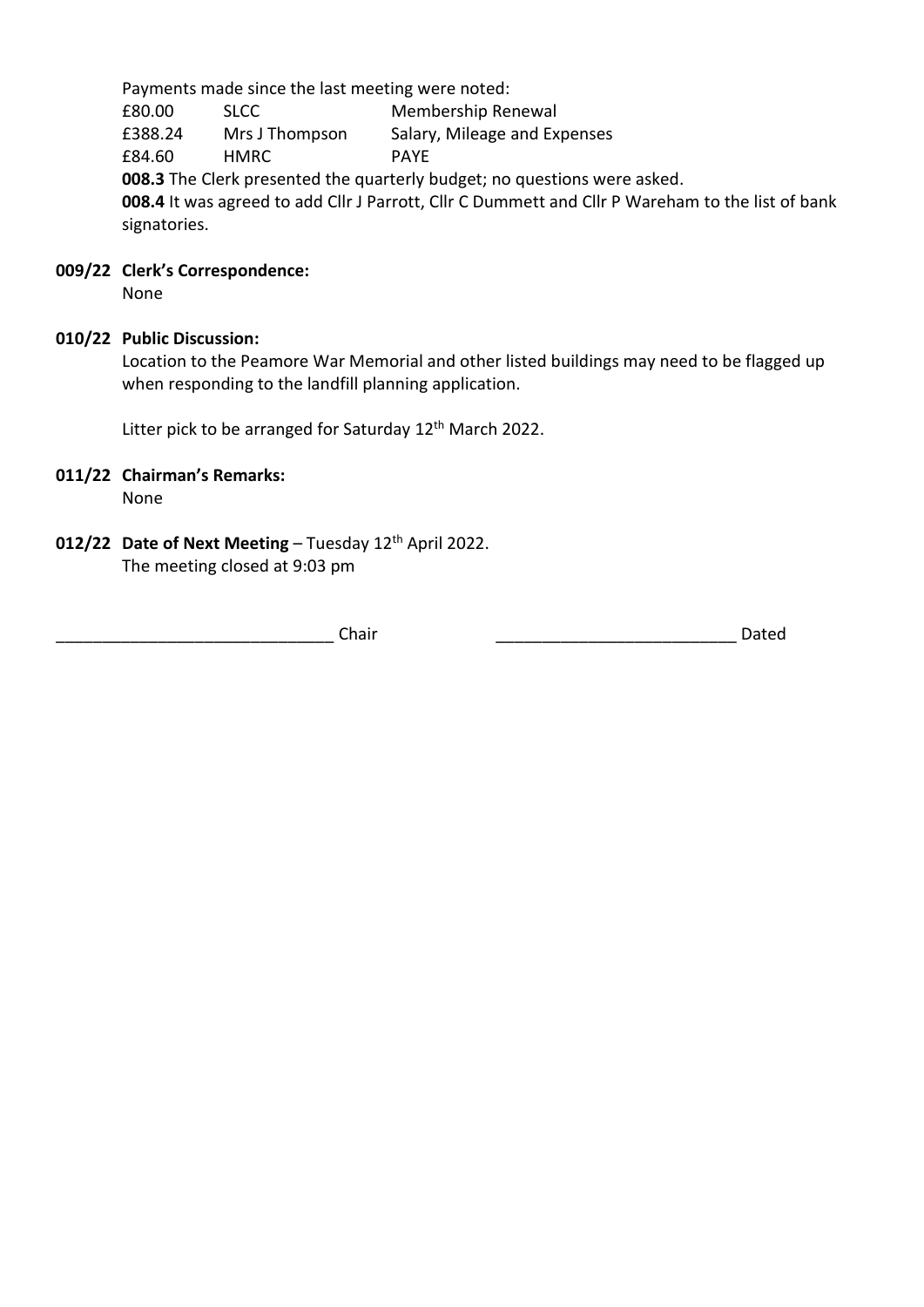Payments made since the last meeting were noted:

| | | |
|---|---|---|
| £80.00 | SLCC | Membership Renewal |
| £388.24 | Mrs J Thompson | Salary, Mileage and Expenses |
| £84.60 | HMRC | PAYE |

**008.3** The Clerk presented the quarterly budget; no questions were asked.

**008.4** It was agreed to add Cllr J Parrott, Cllr C Dummett and Cllr P Wareham to the list of bank signatories.

**009/22 Clerk's Correspondence:**

None

**010/22 Public Discussion:**

Location to the Peamore War Memorial and other listed buildings may need to be flagged up when responding to the landfill planning application.

Litter pick to be arranged for Saturday 12th March 2022.

**011/22 Chairman's Remarks:**

None

**012/22 Date of Next Meeting** – Tuesday 12th April 2022.

The meeting closed at 9:03 pm

______________________________ Chair ___________________________ Dated